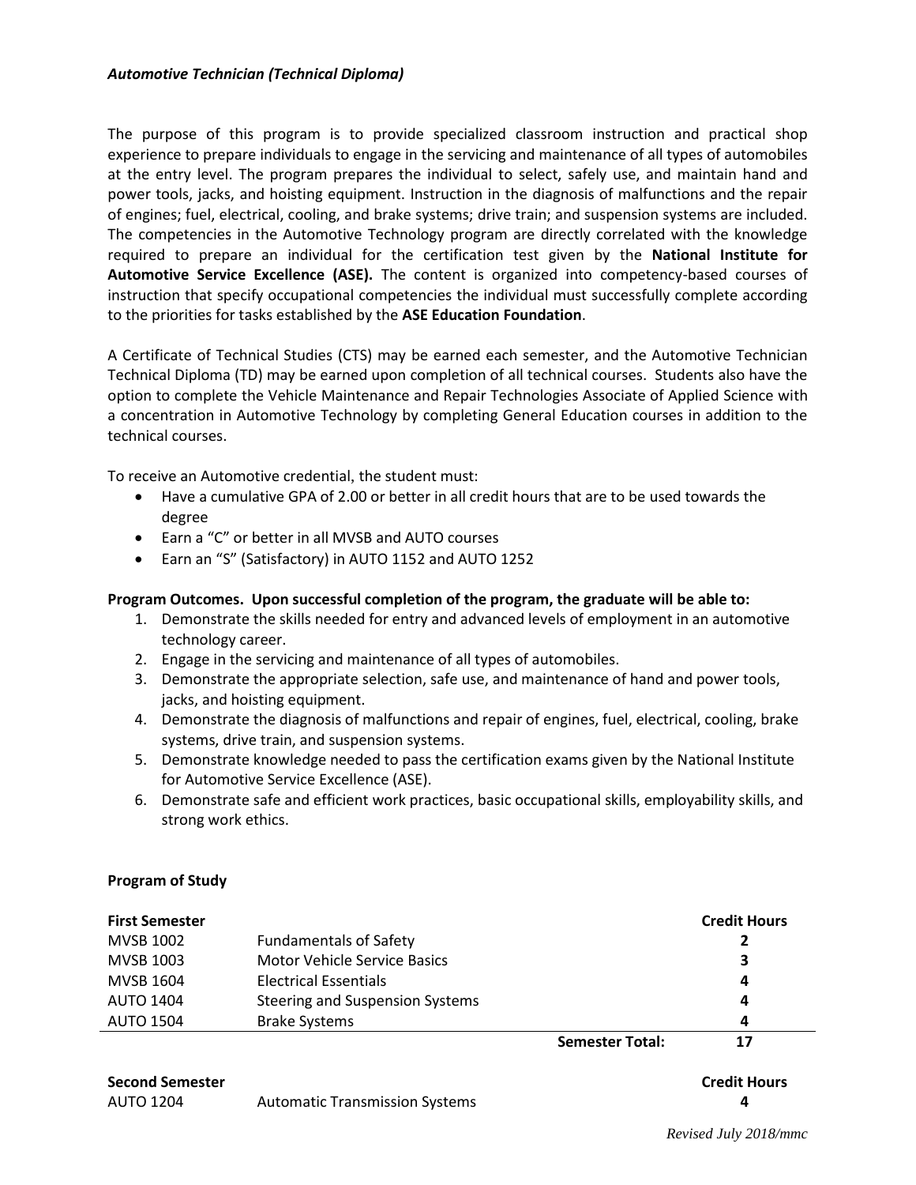### *Automotive Technician (Technical Diploma)*

The purpose of this program is to provide specialized classroom instruction and practical shop experience to prepare individuals to engage in the servicing and maintenance of all types of automobiles at the entry level. The program prepares the individual to select, safely use, and maintain hand and power tools, jacks, and hoisting equipment. Instruction in the diagnosis of malfunctions and the repair of engines; fuel, electrical, cooling, and brake systems; drive train; and suspension systems are included. The competencies in the Automotive Technology program are directly correlated with the knowledge required to prepare an individual for the certification test given by the **National Institute for Automotive Service Excellence (ASE).** The content is organized into competency-based courses of instruction that specify occupational competencies the individual must successfully complete according to the priorities for tasks established by the **ASE Education Foundation**.

A Certificate of Technical Studies (CTS) may be earned each semester, and the Automotive Technician Technical Diploma (TD) may be earned upon completion of all technical courses. Students also have the option to complete the Vehicle Maintenance and Repair Technologies Associate of Applied Science with a concentration in Automotive Technology by completing General Education courses in addition to the technical courses.

To receive an Automotive credential, the student must:

- Have a cumulative GPA of 2.00 or better in all credit hours that are to be used towards the degree
- Earn a "C" or better in all MVSB and AUTO courses
- Earn an "S" (Satisfactory) in AUTO 1152 and AUTO 1252

**Program Outcomes. Upon successful completion of the program, the graduate will be able to:**

1. Demonstrate the skills needed for entry and advanced levels of employment in an automotive technology career.
2. Engage in the servicing and maintenance of all types of automobiles.
3. Demonstrate the appropriate selection, safe use, and maintenance of hand and power tools, jacks, and hoisting equipment.
4. Demonstrate the diagnosis of malfunctions and repair of engines, fuel, electrical, cooling, brake systems, drive train, and suspension systems.
5. Demonstrate knowledge needed to pass the certification exams given by the National Institute for Automotive Service Excellence (ASE).
6. Demonstrate safe and efficient work practices, basic occupational skills, employability skills, and strong work ethics.

**Program of Study**

| **First Semester** | | | **Credit Hours** |
|---|---|---|---|
| MVSB 1002 | Fundamentals of Safety | | **2** |
| MVSB 1003 | Motor Vehicle Service Basics | | **3** |
| MVSB 1604 | Electrical Essentials | | **4** |
| AUTO 1404 | Steering and Suspension Systems | | **4** |
| AUTO 1504 | Brake Systems | | **4** |
| | | **Semester Total:** | **17** |

| **Second Semester** | | | **Credit Hours** |
|---|---|---|---|
| AUTO 1204 | Automatic Transmission Systems | | **4** |

*Revised July 2018/mmc*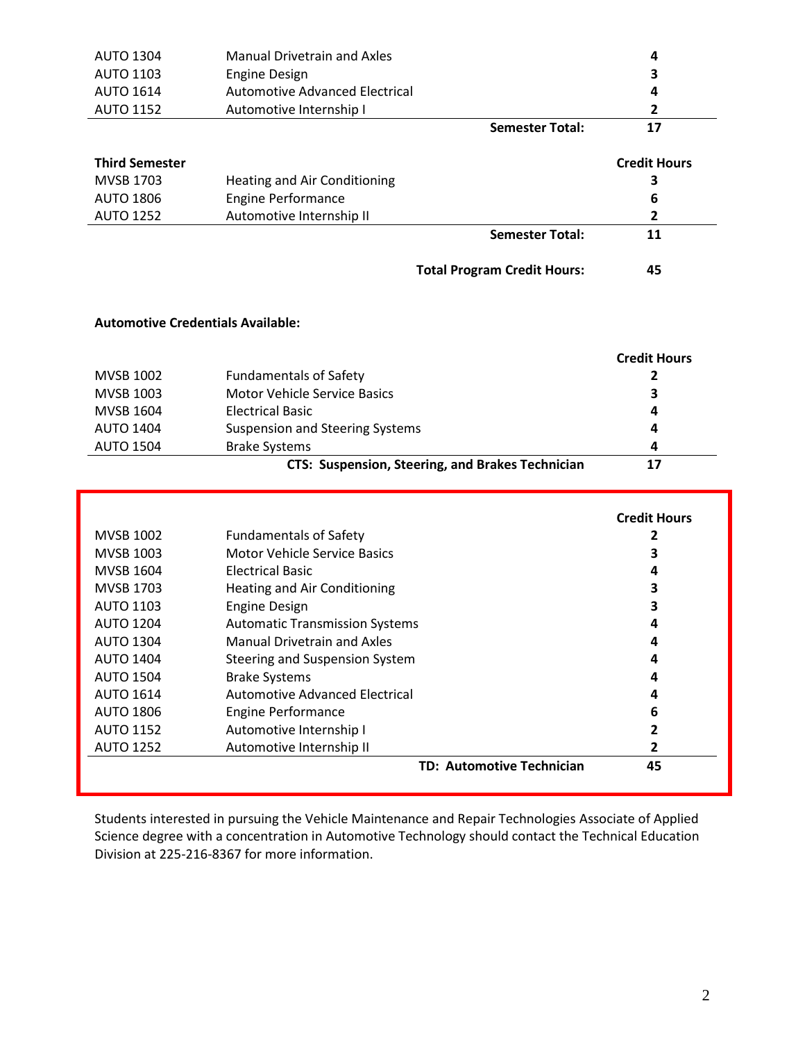| | | |
|---|---|---|
| AUTO 1304 | Manual Drivetrain and Axles | **4** |
| AUTO 1103 | Engine Design | **3** |
| AUTO 1614 | Automotive Advanced Electrical | **4** |
| AUTO 1152 | Automotive Internship I | **2** |
| | **Semester Total:** | **17** |

| **Third Semester** | | **Credit Hours** |
|---|---|---|
| MVSB 1703 | Heating and Air Conditioning | **3** |
| AUTO 1806 | Engine Performance | **6** |
| AUTO 1252 | Automotive Internship II | **2** |
| | **Semester Total:** | **11** |
| | **Total Program Credit Hours:** | **45** |

**Automotive Credentials Available:**

| | | **Credit Hours** |
|---|---|---|
| MVSB 1002 | Fundamentals of Safety | **2** |
| MVSB 1003 | Motor Vehicle Service Basics | **3** |
| MVSB 1604 | Electrical Basic | **4** |
| AUTO 1404 | Suspension and Steering Systems | **4** |
| AUTO 1504 | Brake Systems | **4** |
| | **CTS: Suspension, Steering, and Brakes Technician** | **17** |

| | | **Credit Hours** |
|---|---|---|
| MVSB 1002 | Fundamentals of Safety | **2** |
| MVSB 1003 | Motor Vehicle Service Basics | **3** |
| MVSB 1604 | Electrical Basic | **4** |
| MVSB 1703 | Heating and Air Conditioning | **3** |
| AUTO 1103 | Engine Design | **3** |
| AUTO 1204 | Automatic Transmission Systems | **4** |
| AUTO 1304 | Manual Drivetrain and Axles | **4** |
| AUTO 1404 | Steering and Suspension System | **4** |
| AUTO 1504 | Brake Systems | **4** |
| AUTO 1614 | Automotive Advanced Electrical | **4** |
| AUTO 1806 | Engine Performance | **6** |
| AUTO 1152 | Automotive Internship I | **2** |
| AUTO 1252 | Automotive Internship II | **2** |
| | **TD: Automotive Technician** | **45** |

Students interested in pursuing the Vehicle Maintenance and Repair Technologies Associate of Applied Science degree with a concentration in Automotive Technology should contact the Technical Education Division at 225-216-8367 for more information.